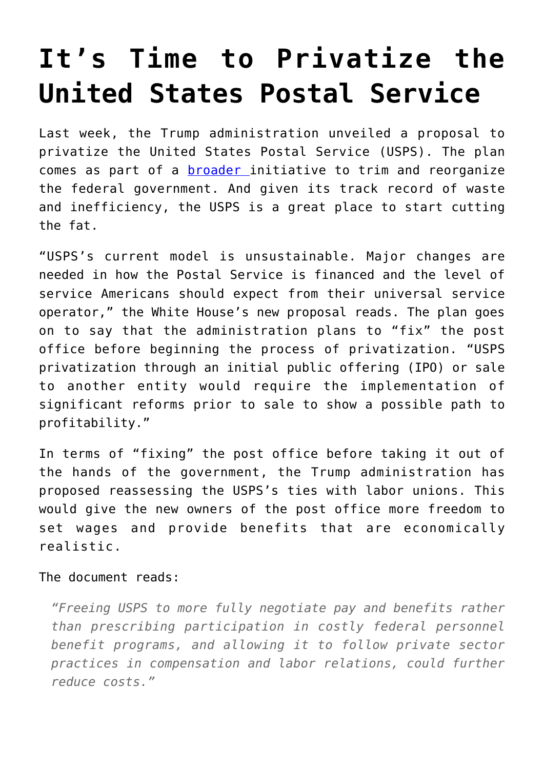# It's Time to Privatize the United States Postal Service

Last week, the Trump administration unveiled a proposal to privatize the United States Postal Service (USPS). The plan comes as part of a [broader](#) initiative to trim and reorganize the federal government. And given its track record of waste and inefficiency, the USPS is a great place to start cutting the fat.

"USPS's current model is unsustainable. Major changes are needed in how the Postal Service is financed and the level of service Americans should expect from their universal service operator," the White House's new proposal reads. The plan goes on to say that the administration plans to "fix" the post office before beginning the process of privatization. "USPS privatization through an initial public offering (IPO) or sale to another entity would require the implementation of significant reforms prior to sale to show a possible path to profitability."

In terms of "fixing" the post office before taking it out of the hands of the government, the Trump administration has proposed reassessing the USPS's ties with labor unions. This would give the new owners of the post office more freedom to set wages and provide benefits that are economically realistic.

The document reads:

> *"Freeing USPS to more fully negotiate pay and benefits rather than prescribing participation in costly federal personnel benefit programs, and allowing it to follow private sector practices in compensation and labor relations, could further reduce costs."*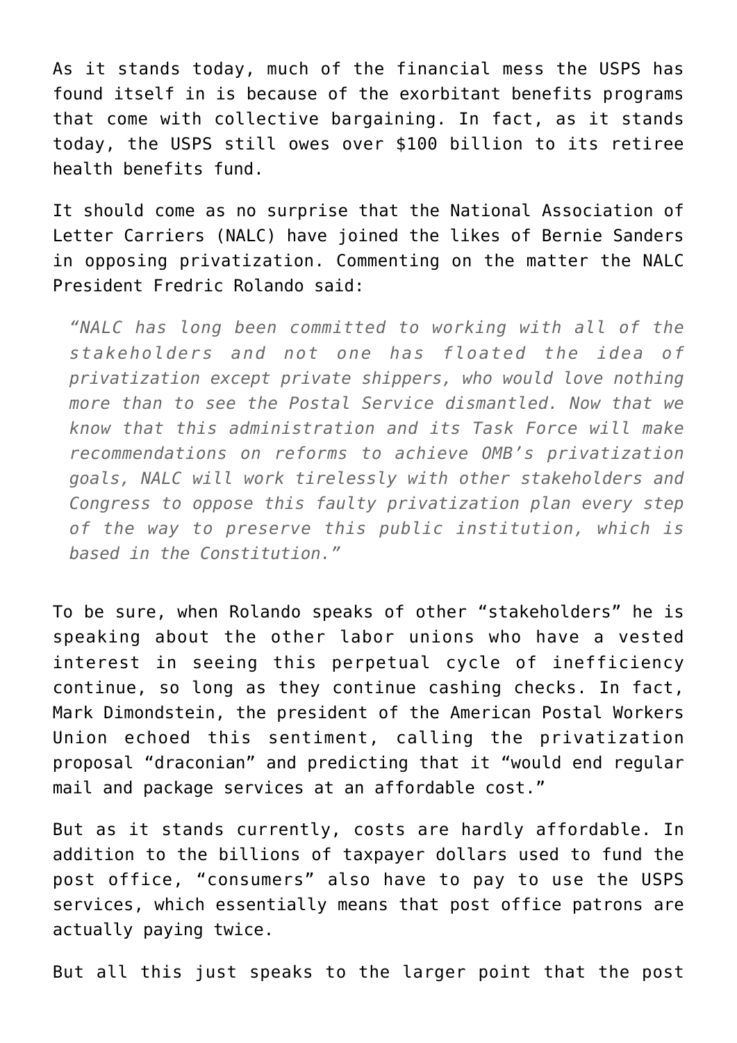As it stands today, much of the financial mess the USPS has found itself in is because of the exorbitant benefits programs that come with collective bargaining. In fact, as it stands today, the USPS still owes over $100 billion to its retiree health benefits fund.

It should come as no surprise that the National Association of Letter Carriers (NALC) have joined the likes of Bernie Sanders in opposing privatization. Commenting on the matter the NALC President Fredric Rolando said:

> *"NALC has long been committed to working with all of the stakeholders and not one has floated the idea of privatization except private shippers, who would love nothing more than to see the Postal Service dismantled. Now that we know that this administration and its Task Force will make recommendations on reforms to achieve OMB's privatization goals, NALC will work tirelessly with other stakeholders and Congress to oppose this faulty privatization plan every step of the way to preserve this public institution, which is based in the Constitution."*

To be sure, when Rolando speaks of other "stakeholders" he is speaking about the other labor unions who have a vested interest in seeing this perpetual cycle of inefficiency continue, so long as they continue cashing checks. In fact, Mark Dimondstein, the president of the American Postal Workers Union echoed this sentiment, calling the privatization proposal "draconian" and predicting that it "would end regular mail and package services at an affordable cost."

But as it stands currently, costs are hardly affordable. In addition to the billions of taxpayer dollars used to fund the post office, "consumers" also have to pay to use the USPS services, which essentially means that post office patrons are actually paying twice.

But all this just speaks to the larger point that the post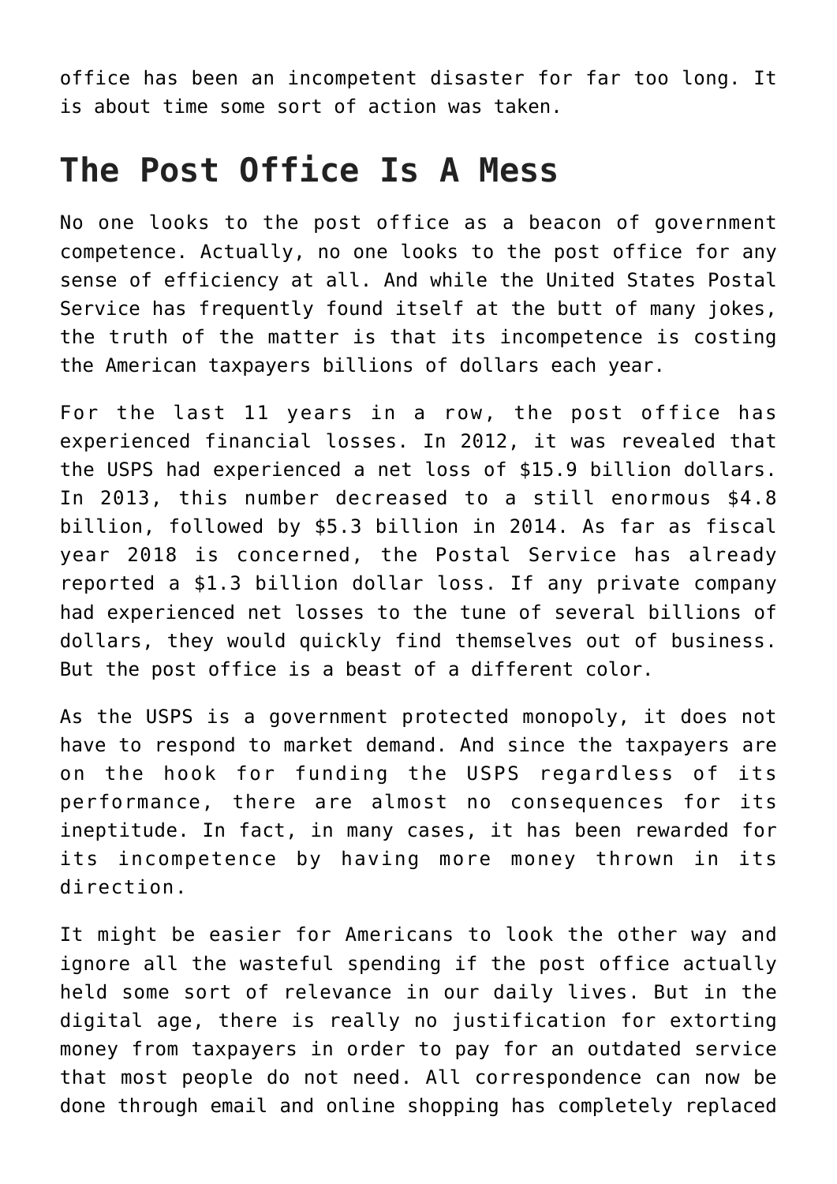office has been an incompetent disaster for far too long. It is about time some sort of action was taken.

## The Post Office Is A Mess

No one looks to the post office as a beacon of government competence. Actually, no one looks to the post office for any sense of efficiency at all. And while the United States Postal Service has frequently found itself at the butt of many jokes, the truth of the matter is that its incompetence is costing the American taxpayers billions of dollars each year.

For the last 11 years in a row, the post office has experienced financial losses. In 2012, it was revealed that the USPS had experienced a net loss of $15.9 billion dollars. In 2013, this number decreased to a still enormous $4.8 billion, followed by $5.3 billion in 2014. As far as fiscal year 2018 is concerned, the Postal Service has already reported a $1.3 billion dollar loss. If any private company had experienced net losses to the tune of several billions of dollars, they would quickly find themselves out of business. But the post office is a beast of a different color.

As the USPS is a government protected monopoly, it does not have to respond to market demand. And since the taxpayers are on the hook for funding the USPS regardless of its performance, there are almost no consequences for its ineptitude. In fact, in many cases, it has been rewarded for its incompetence by having more money thrown in its direction.

It might be easier for Americans to look the other way and ignore all the wasteful spending if the post office actually held some sort of relevance in our daily lives. But in the digital age, there is really no justification for extorting money from taxpayers in order to pay for an outdated service that most people do not need. All correspondence can now be done through email and online shopping has completely replaced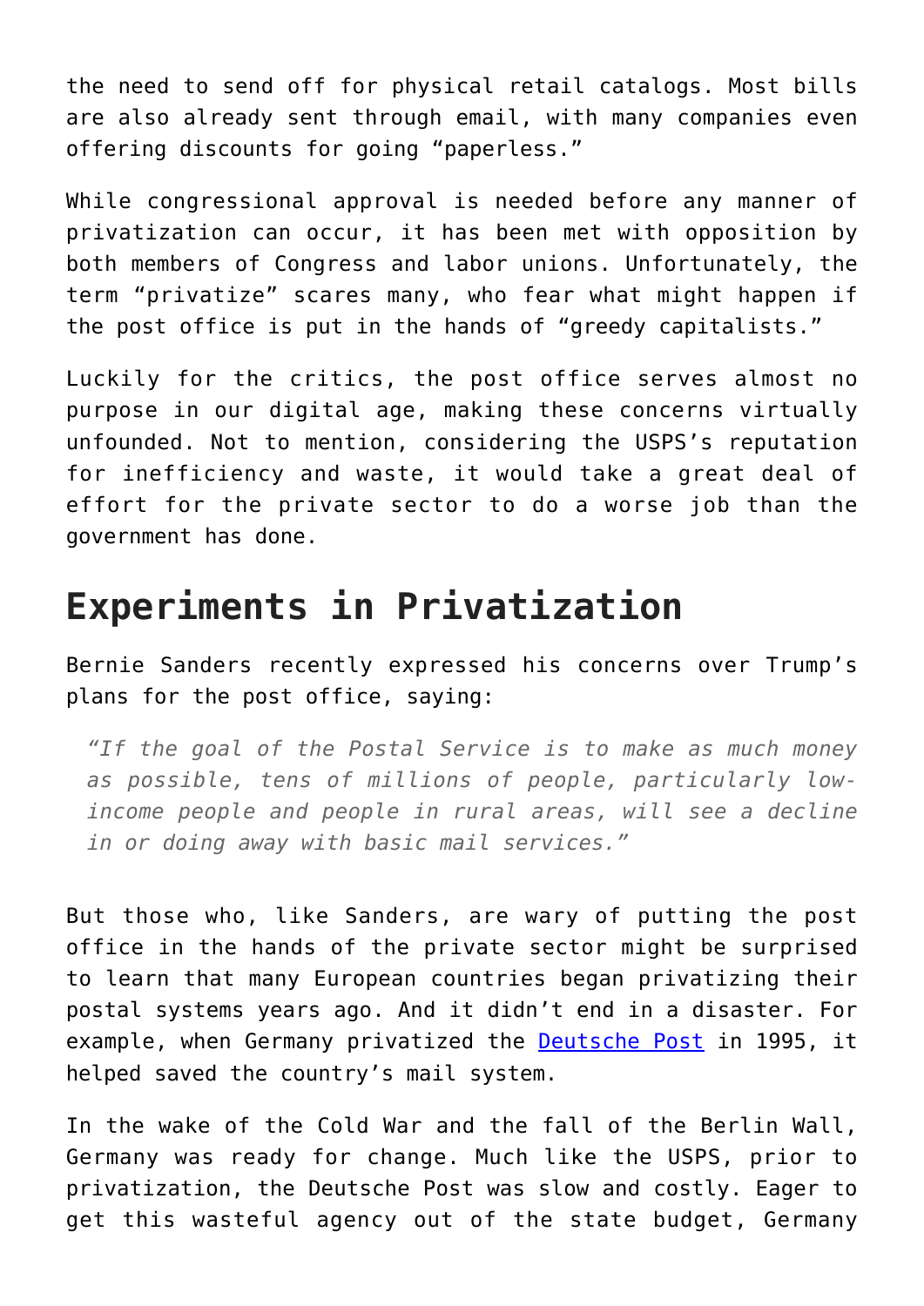the need to send off for physical retail catalogs. Most bills are also already sent through email, with many companies even offering discounts for going "paperless."

While congressional approval is needed before any manner of privatization can occur, it has been met with opposition by both members of Congress and labor unions. Unfortunately, the term "privatize" scares many, who fear what might happen if the post office is put in the hands of "greedy capitalists."

Luckily for the critics, the post office serves almost no purpose in our digital age, making these concerns virtually unfounded. Not to mention, considering the USPS's reputation for inefficiency and waste, it would take a great deal of effort for the private sector to do a worse job than the government has done.

## Experiments in Privatization

Bernie Sanders recently expressed his concerns over Trump's plans for the post office, saying:

> *"If the goal of the Postal Service is to make as much money as possible, tens of millions of people, particularly low-income people and people in rural areas, will see a decline in or doing away with basic mail services."*

But those who, like Sanders, are wary of putting the post office in the hands of the private sector might be surprised to learn that many European countries began privatizing their postal systems years ago. And it didn't end in a disaster. For example, when Germany privatized the Deutsche Post in 1995, it helped saved the country's mail system.

In the wake of the Cold War and the fall of the Berlin Wall, Germany was ready for change. Much like the USPS, prior to privatization, the Deutsche Post was slow and costly. Eager to get this wasteful agency out of the state budget, Germany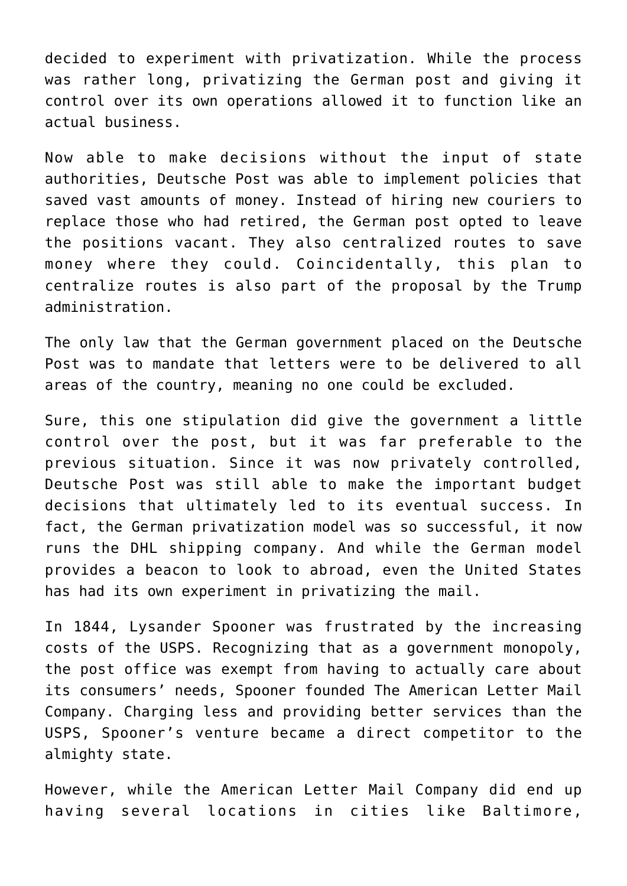decided to experiment with privatization. While the process was rather long, privatizing the German post and giving it control over its own operations allowed it to function like an actual business.

Now able to make decisions without the input of state authorities, Deutsche Post was able to implement policies that saved vast amounts of money. Instead of hiring new couriers to replace those who had retired, the German post opted to leave the positions vacant. They also centralized routes to save money where they could. Coincidentally, this plan to centralize routes is also part of the proposal by the Trump administration.

The only law that the German government placed on the Deutsche Post was to mandate that letters were to be delivered to all areas of the country, meaning no one could be excluded.

Sure, this one stipulation did give the government a little control over the post, but it was far preferable to the previous situation. Since it was now privately controlled, Deutsche Post was still able to make the important budget decisions that ultimately led to its eventual success. In fact, the German privatization model was so successful, it now runs the DHL shipping company. And while the German model provides a beacon to look to abroad, even the United States has had its own experiment in privatizing the mail.

In 1844, Lysander Spooner was frustrated by the increasing costs of the USPS. Recognizing that as a government monopoly, the post office was exempt from having to actually care about its consumers' needs, Spooner founded The American Letter Mail Company. Charging less and providing better services than the USPS, Spooner's venture became a direct competitor to the almighty state.

However, while the American Letter Mail Company did end up having several locations in cities like Baltimore,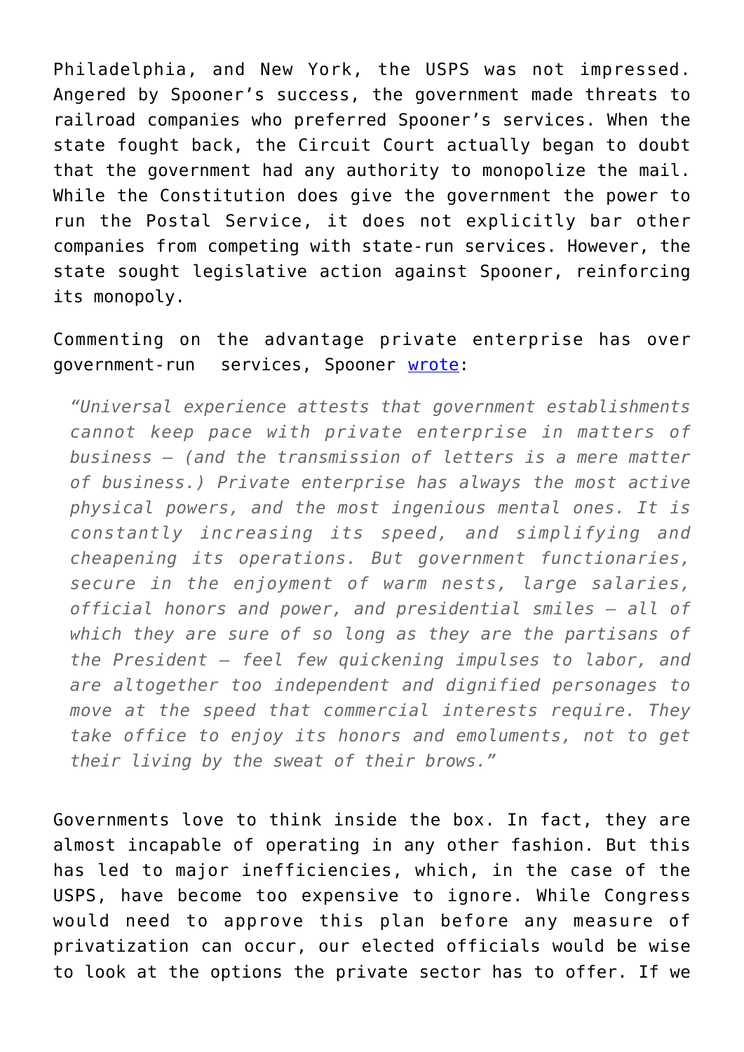Philadelphia, and New York, the USPS was not impressed. Angered by Spooner's success, the government made threats to railroad companies who preferred Spooner's services. When the state fought back, the Circuit Court actually began to doubt that the government had any authority to monopolize the mail. While the Constitution does give the government the power to run the Postal Service, it does not explicitly bar other companies from competing with state-run services. However, the state sought legislative action against Spooner, reinforcing its monopoly.

Commenting on the advantage private enterprise has over government-run services, Spooner [wrote](#):

> *"Universal experience attests that government establishments cannot keep pace with private enterprise in matters of business – (and the transmission of letters is a mere matter of business.) Private enterprise has always the most active physical powers, and the most ingenious mental ones. It is constantly increasing its speed, and simplifying and cheapening its operations. But government functionaries, secure in the enjoyment of warm nests, large salaries, official honors and power, and presidential smiles – all of which they are sure of so long as they are the partisans of the President – feel few quickening impulses to labor, and are altogether too independent and dignified personages to move at the speed that commercial interests require. They take office to enjoy its honors and emoluments, not to get their living by the sweat of their brows."*

Governments love to think inside the box. In fact, they are almost incapable of operating in any other fashion. But this has led to major inefficiencies, which, in the case of the USPS, have become too expensive to ignore. While Congress would need to approve this plan before any measure of privatization can occur, our elected officials would be wise to look at the options the private sector has to offer. If we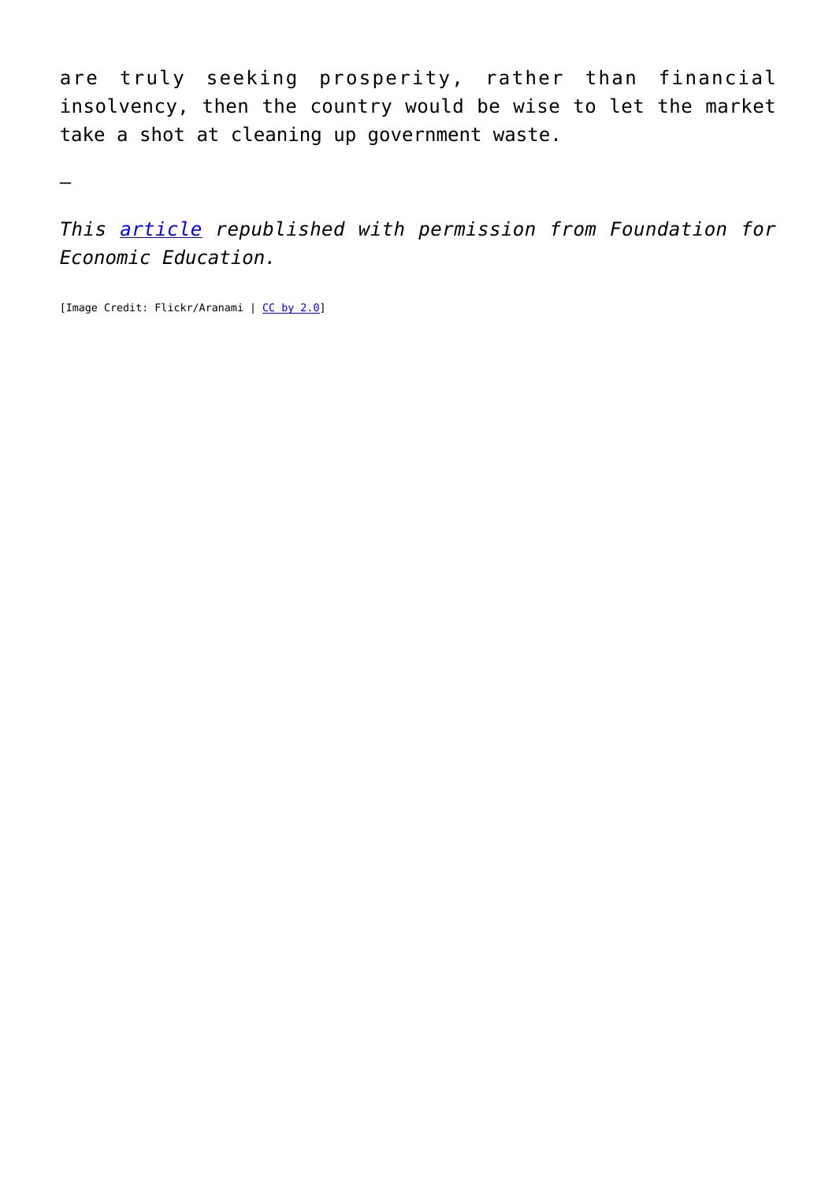are truly seeking prosperity, rather than financial insolvency, then the country would be wise to let the market take a shot at cleaning up government waste.

—

*This article republished with permission from Foundation for Economic Education.*

[Image Credit: Flickr/Aranami | CC by 2.0]